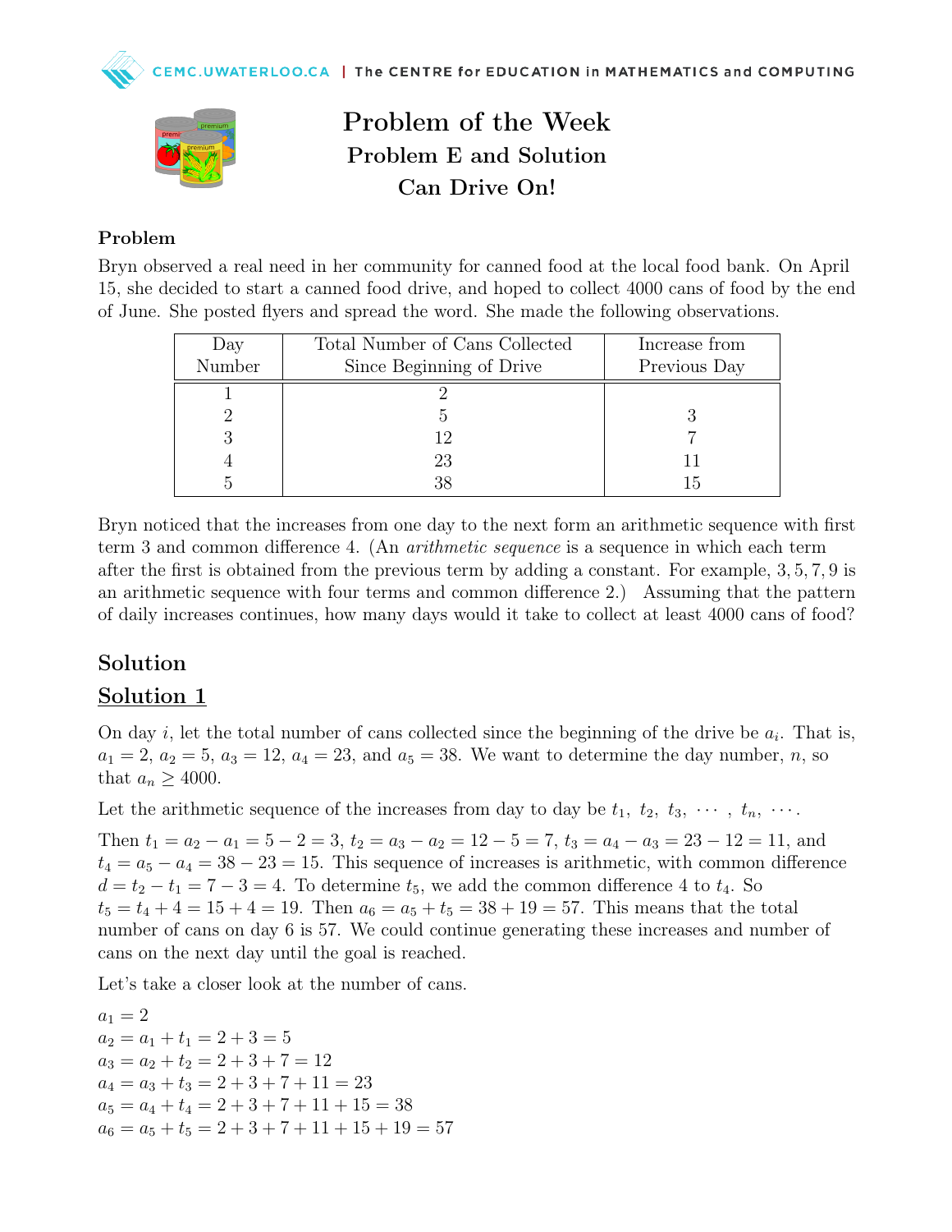# Problem of the Week
## Problem E and Solution
## Can Drive On!

### Problem

Bryn observed a real need in her community for canned food at the local food bank. On April 15, she decided to start a canned food drive, and hoped to collect 4000 cans of food by the end of June. She posted flyers and spread the word. She made the following observations.

| Day Number | Total Number of Cans Collected Since Beginning of Drive | Increase from Previous Day |
|---|---|---|
| 1 | 2 | |
| 2 | 5 | 3 |
| 3 | 12 | 7 |
| 4 | 23 | 11 |
| 5 | 38 | 15 |

Bryn noticed that the increases from one day to the next form an arithmetic sequence with first term 3 and common difference 4. (An *arithmetic sequence* is a sequence in which each term after the first is obtained from the previous term by adding a constant. For example, $3, 5, 7, 9$ is an arithmetic sequence with four terms and common difference 2.) Assuming that the pattern of daily increases continues, how many days would it take to collect at least 4000 cans of food?

## Solution

## Solution 1

On day $i$, let the total number of cans collected since the beginning of the drive be $a_i$. That is, $a_1 = 2$, $a_2 = 5$, $a_3 = 12$, $a_4 = 23$, and $a_5 = 38$. We want to determine the day number, $n$, so that $a_n \geq 4000$.

Let the arithmetic sequence of the increases from day to day be $t_1,\ t_2,\ t_3,\ \cdots,\ t_n,\ \cdots$.

Then $t_1 = a_2 - a_1 = 5 - 2 = 3$, $t_2 = a_3 - a_2 = 12 - 5 = 7$, $t_3 = a_4 - a_3 = 23 - 12 = 11$, and $t_4 = a_5 - a_4 = 38 - 23 = 15$. This sequence of increases is arithmetic, with common difference $d = t_2 - t_1 = 7 - 3 = 4$. To determine $t_5$, we add the common difference 4 to $t_4$. So $t_5 = t_4 + 4 = 15 + 4 = 19$. Then $a_6 = a_5 + t_5 = 38 + 19 = 57$. This means that the total number of cans on day 6 is 57. We could continue generating these increases and number of cans on the next day until the goal is reached.

Let's take a closer look at the number of cans.

$a_1 = 2$
$a_2 = a_1 + t_1 = 2 + 3 = 5$
$a_3 = a_2 + t_2 = 2 + 3 + 7 = 12$
$a_4 = a_3 + t_3 = 2 + 3 + 7 + 11 = 23$
$a_5 = a_4 + t_4 = 2 + 3 + 7 + 11 + 15 = 38$
$a_6 = a_5 + t_5 = 2 + 3 + 7 + 11 + 15 + 19 = 57$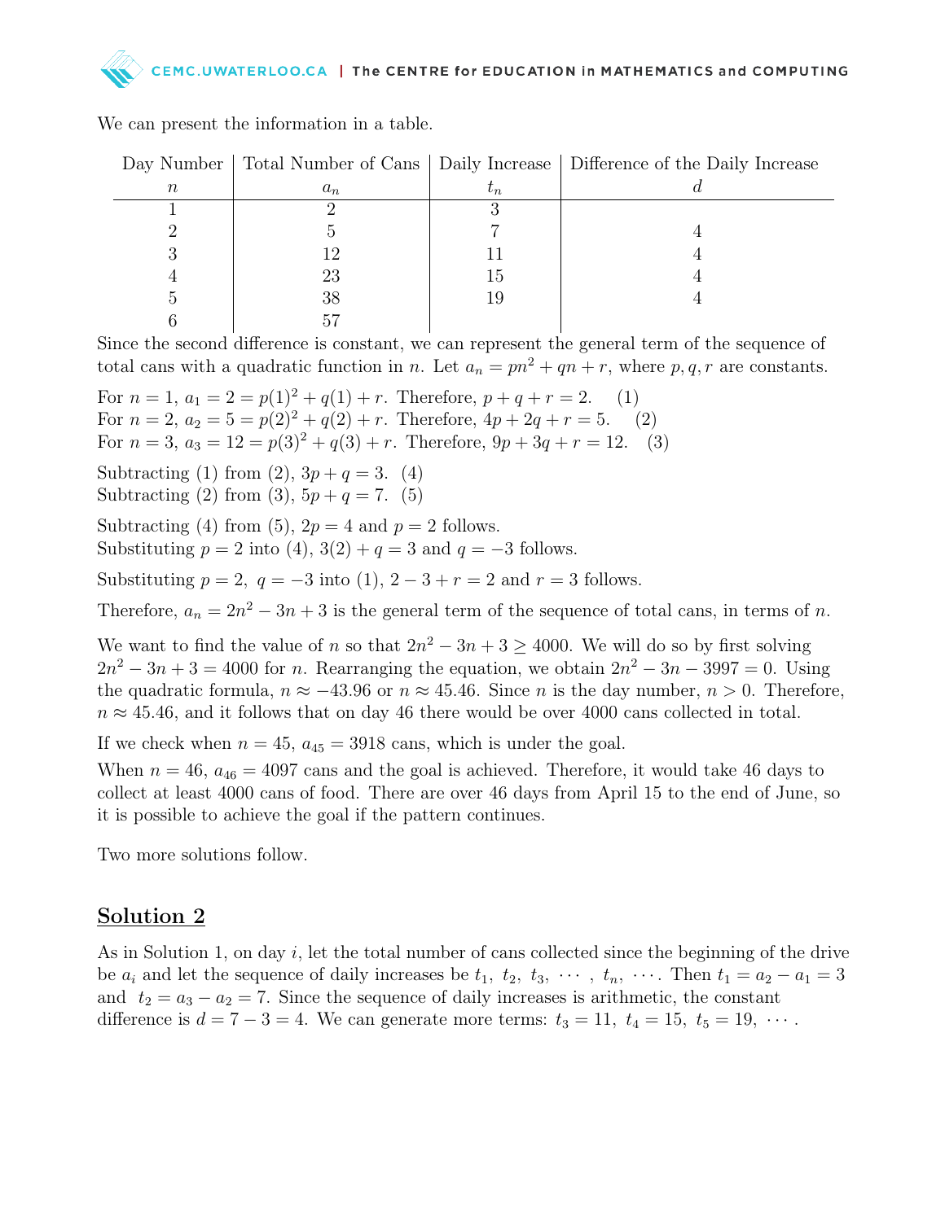We can present the information in a table.

| Day Number $n$ | Total Number of Cans $a_n$ | Daily Increase $t_n$ | Difference of the Daily Increase $d$ |
|---|---|---|---|
| 1 | 2 | 3 | |
| 2 | 5 | 7 | 4 |
| 3 | 12 | 11 | 4 |
| 4 | 23 | 15 | 4 |
| 5 | 38 | 19 | 4 |
| 6 | 57 | | |

Since the second difference is constant, we can represent the general term of the sequence of total cans with a quadratic function in $n$. Let $a_n = pn^2 + qn + r$, where $p, q, r$ are constants.

For $n = 1$, $a_1 = 2 = p(1)^2 + q(1) + r$. Therefore, $p + q + r = 2$. (1)
For $n = 2$, $a_2 = 5 = p(2)^2 + q(2) + r$. Therefore, $4p + 2q + r = 5$. (2)
For $n = 3$, $a_3 = 12 = p(3)^2 + q(3) + r$. Therefore, $9p + 3q + r = 12$. (3)

Subtracting (1) from (2), $3p + q = 3$. (4)
Subtracting (2) from (3), $5p + q = 7$. (5)

Subtracting (4) from (5), $2p = 4$ and $p = 2$ follows.
Substituting $p = 2$ into (4), $3(2) + q = 3$ and $q = -3$ follows.

Substituting $p = 2,\ q = -3$ into (1), $2 - 3 + r = 2$ and $r = 3$ follows.

Therefore, $a_n = 2n^2 - 3n + 3$ is the general term of the sequence of total cans, in terms of $n$.

We want to find the value of $n$ so that $2n^2 - 3n + 3 \geq 4000$. We will do so by first solving $2n^2 - 3n + 3 = 4000$ for $n$. Rearranging the equation, we obtain $2n^2 - 3n - 3997 = 0$. Using the quadratic formula, $n \approx -43.96$ or $n \approx 45.46$. Since $n$ is the day number, $n > 0$. Therefore, $n \approx 45.46$, and it follows that on day 46 there would be over 4000 cans collected in total.

If we check when $n = 45$, $a_{45} = 3918$ cans, which is under the goal.

When $n = 46$, $a_{46} = 4097$ cans and the goal is achieved. Therefore, it would take 46 days to collect at least 4000 cans of food. There are over 46 days from April 15 to the end of June, so it is possible to achieve the goal if the pattern continues.

Two more solutions follow.

## Solution 2

As in Solution 1, on day $i$, let the total number of cans collected since the beginning of the drive be $a_i$ and let the sequence of daily increases be $t_1,\ t_2,\ t_3,\ \cdots,\ t_n,\ \cdots$. Then $t_1 = a_2 - a_1 = 3$ and $t_2 = a_3 - a_2 = 7$. Since the sequence of daily increases is arithmetic, the constant difference is $d = 7 - 3 = 4$. We can generate more terms: $t_3 = 11,\ t_4 = 15,\ t_5 = 19,\ \cdots$.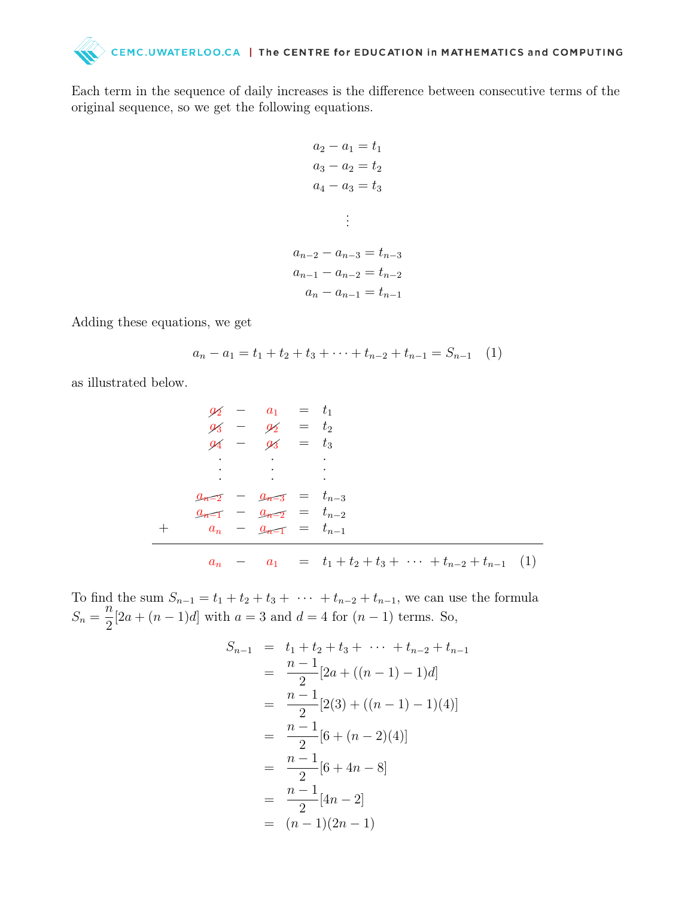Each term in the sequence of daily increases is the difference between consecutive terms of the original sequence, so we get the following equations.

$$
\begin{aligned}
a_2 - a_1 &= t_1 \\
a_3 - a_2 &= t_2 \\
a_4 - a_3 &= t_3 \\
&\vdots \\
a_{n-2} - a_{n-3} &= t_{n-3} \\
a_{n-1} - a_{n-2} &= t_{n-2} \\
a_n - a_{n-1} &= t_{n-1}
\end{aligned}
$$

Adding these equations, we get

$$a_n - a_1 = t_1 + t_2 + t_3 + \cdots + t_{n-2} + t_{n-1} = S_{n-1} \quad (1)$$

as illustrated below.

$$
\begin{array}{rrcrcl}
 & \cancel{a_2} & - & a_1 & = & t_1 \\
 & \cancel{a_3} & - & \cancel{a_2} & = & t_2 \\
 & \cancel{a_4} & - & \cancel{a_3} & = & t_3 \\
 & \vdots & & \vdots & & \vdots \\
 & \cancel{a_{n-2}} & - & \cancel{a_{n-3}} & = & t_{n-3} \\
 & \cancel{a_{n-1}} & - & \cancel{a_{n-2}} & = & t_{n-2} \\
+ & a_n & - & \cancel{a_{n-1}} & = & t_{n-1} \\
\hline
 & a_n & - & a_1 & = & t_1 + t_2 + t_3 + \cdots + t_{n-2} + t_{n-1} \quad (1)
\end{array}
$$

To find the sum $S_{n-1} = t_1 + t_2 + t_3 + \cdots + t_{n-2} + t_{n-1}$, we can use the formula $S_n = \frac{n}{2}[2a + (n-1)d]$ with $a = 3$ and $d = 4$ for $(n-1)$ terms. So,

$$
\begin{aligned}
S_{n-1} &= t_1 + t_2 + t_3 + \cdots + t_{n-2} + t_{n-1} \\
&= \frac{n-1}{2}[2a + ((n-1)-1)d] \\
&= \frac{n-1}{2}[2(3) + ((n-1)-1)(4)] \\
&= \frac{n-1}{2}[6 + (n-2)(4)] \\
&= \frac{n-1}{2}[6 + 4n - 8] \\
&= \frac{n-1}{2}[4n - 2] \\
&= (n-1)(2n-1)
\end{aligned}
$$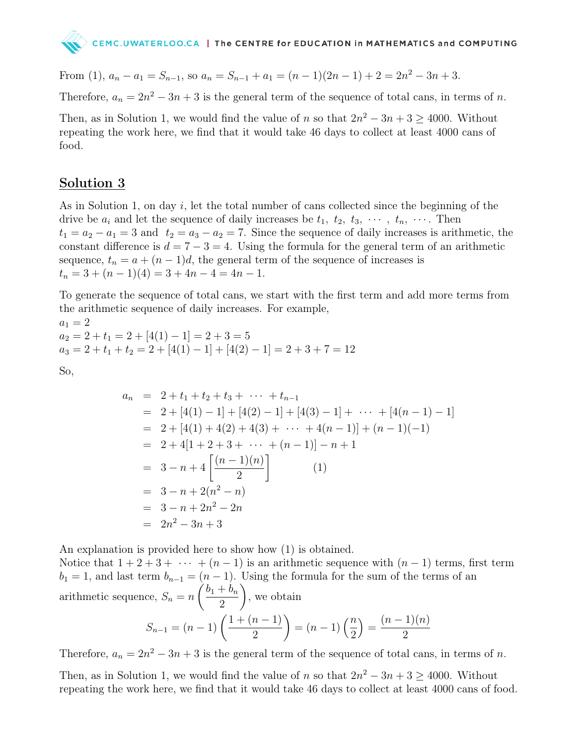From (1), $a_n - a_1 = S_{n-1}$, so $a_n = S_{n-1} + a_1 = (n-1)(2n-1) + 2 = 2n^2 - 3n + 3$.

Therefore, $a_n = 2n^2 - 3n + 3$ is the general term of the sequence of total cans, in terms of $n$.

Then, as in Solution 1, we would find the value of $n$ so that $2n^2 - 3n + 3 \geq 4000$. Without repeating the work here, we find that it would take 46 days to collect at least 4000 cans of food.

## Solution 3

As in Solution 1, on day $i$, let the total number of cans collected since the beginning of the drive be $a_i$ and let the sequence of daily increases be $t_1,\ t_2,\ t_3,\ \cdots,\ t_n,\ \cdots$. Then $t_1 = a_2 - a_1 = 3$ and $t_2 = a_3 - a_2 = 7$. Since the sequence of daily increases is arithmetic, the constant difference is $d = 7 - 3 = 4$. Using the formula for the general term of an arithmetic sequence, $t_n = a + (n-1)d$, the general term of the sequence of increases is $t_n = 3 + (n-1)(4) = 3 + 4n - 4 = 4n - 1$.

To generate the sequence of total cans, we start with the first term and add more terms from the arithmetic sequence of daily increases. For example,
$a_1 = 2$
$a_2 = 2 + t_1 = 2 + [4(1) - 1] = 2 + 3 = 5$
$a_3 = 2 + t_1 + t_2 = 2 + [4(1) - 1] + [4(2) - 1] = 2 + 3 + 7 = 12$

So,

$$
\begin{aligned}
a_n &= 2 + t_1 + t_2 + t_3 + \ \cdots\ + t_{n-1} \\
&= 2 + [4(1) - 1] + [4(2) - 1] + [4(3) - 1] + \ \cdots\ + [4(n-1) - 1] \\
&= 2 + [4(1) + 4(2) + 4(3) + \ \cdots\ + 4(n-1)] + (n-1)(-1) \\
&= 2 + 4[1 + 2 + 3 + \ \cdots\ + (n-1)] - n + 1 \\
&= 3 - n + 4\left[\frac{(n-1)(n)}{2}\right] \qquad\qquad (1) \\
&= 3 - n + 2(n^2 - n) \\
&= 3 - n + 2n^2 - 2n \\
&= 2n^2 - 3n + 3
\end{aligned}
$$

An explanation is provided here to show how (1) is obtained.
Notice that $1 + 2 + 3 + \ \cdots\ + (n-1)$ is an arithmetic sequence with $(n-1)$ terms, first term $b_1 = 1$, and last term $b_{n-1} = (n-1)$. Using the formula for the sum of the terms of an arithmetic sequence, $S_n = n\left(\dfrac{b_1 + b_n}{2}\right)$, we obtain

$$S_{n-1} = (n-1)\left(\frac{1 + (n-1)}{2}\right) = (n-1)\left(\frac{n}{2}\right) = \frac{(n-1)(n)}{2}$$

Therefore, $a_n = 2n^2 - 3n + 3$ is the general term of the sequence of total cans, in terms of $n$.

Then, as in Solution 1, we would find the value of $n$ so that $2n^2 - 3n + 3 \geq 4000$. Without repeating the work here, we find that it would take 46 days to collect at least 4000 cans of food.